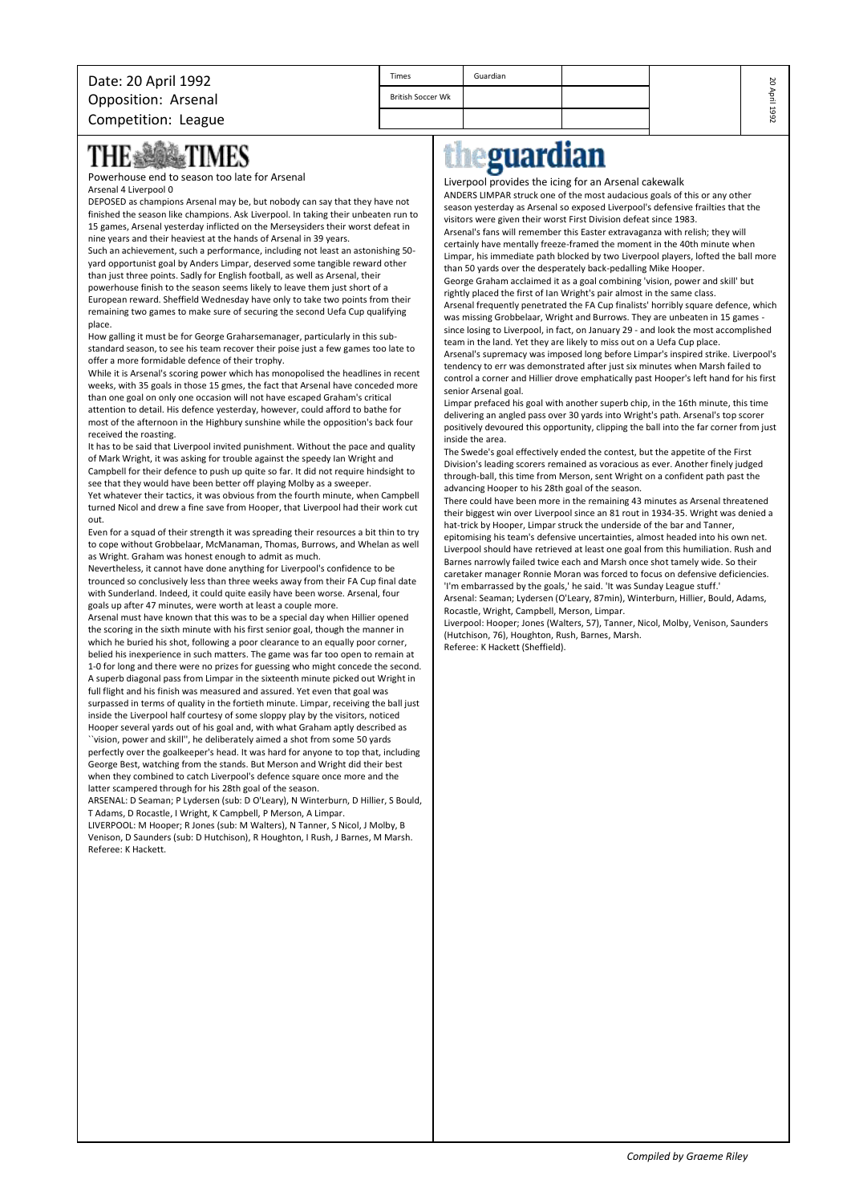Date: 20 April 1992
Opposition: Arsenal
Competition: League

| Times | Guardian | | |
|---|---|---|---|
| British Soccer Wk | | | |
| | | | |

# THE TIMES

Powerhouse end to season too late for Arsenal

Arsenal 4 Liverpool 0

DEPOSED as champions Arsenal may be, but nobody can say that they have not finished the season like champions. Ask Liverpool. In taking their unbeaten run to 15 games, Arsenal yesterday inflicted on the Merseysiders their worst defeat in nine years and their heaviest at the hands of Arsenal in 39 years.

Such an achievement, such a performance, including not least an astonishing 50-yard opportunist goal by Anders Limpar, deserved some tangible reward other than just three points. Sadly for English football, as well as Arsenal, their powerhouse finish to the season seems likely to leave them just short of a European reward. Sheffield Wednesday have only to take two points from their remaining two games to make sure of securing the second Uefa Cup qualifying place.

How galling it must be for George Graharsemanager, particularly in this sub-standard season, to see his team recover their poise just a few games too late to offer a more formidable defence of their trophy.

While it is Arsenal's scoring power which has monopolised the headlines in recent weeks, with 35 goals in those 15 gmes, the fact that Arsenal have conceded more than one goal on only one occasion will not have escaped Graham's critical attention to detail. His defence yesterday, however, could afford to bathe for most of the afternoon in the Highbury sunshine while the opposition's back four received the roasting.

It has to be said that Liverpool invited punishment. Without the pace and quality of Mark Wright, it was asking for trouble against the speedy Ian Wright and Campbell for their defence to push up quite so far. It did not require hindsight to see that they would have been better off playing Molby as a sweeper.

Yet whatever their tactics, it was obvious from the fourth minute, when Campbell turned Nicol and drew a fine save from Hooper, that Liverpool had their work cut out.

Even for a squad of their strength it was spreading their resources a bit thin to try to cope without Grobbelaar, McManaman, Thomas, Burrows, and Whelan as well as Wright. Graham was honest enough to admit as much.

Nevertheless, it cannot have done anything for Liverpool's confidence to be trounced so conclusively less than three weeks away from their FA Cup final date with Sunderland. Indeed, it could quite easily have been worse. Arsenal, four goals up after 47 minutes, were worth at least a couple more.

Arsenal must have known that this was to be a special day when Hillier opened the scoring in the sixth minute with his first senior goal, though the manner in which he buried his shot, following a poor clearance to an equally poor corner, belied his inexperience in such matters. The game was far too open to remain at 1-0 for long and there were no prizes for guessing who might concede the second. A superb diagonal pass from Limpar in the sixteenth minute picked out Wright in full flight and his finish was measured and assured. Yet even that goal was surpassed in terms of quality in the fortieth minute. Limpar, receiving the ball just inside the Liverpool half courtesy of some sloppy play by the visitors, noticed Hooper several yards out of his goal and, with what Graham aptly described as ``vision, power and skill'', he deliberately aimed a shot from some 50 yards perfectly over the goalkeeper's head. It was hard for anyone to top that, including George Best, watching from the stands. But Merson and Wright did their best when they combined to catch Liverpool's defence square once more and the latter scampered through for his 28th goal of the season.

ARSENAL: D Seaman; P Lydersen (sub: D O'Leary), N Winterburn, D Hillier, S Bould, T Adams, D Rocastle, I Wright, K Campbell, P Merson, A Limpar.

LIVERPOOL: M Hooper; R Jones (sub: M Walters), N Tanner, S Nicol, J Molby, B Venison, D Saunders (sub: D Hutchison), R Houghton, I Rush, J Barnes, M Marsh.

Referee: K Hackett.

# theguardian

Liverpool provides the icing for an Arsenal cakewalk

ANDERS LIMPAR struck one of the most audacious goals of this or any other season yesterday as Arsenal so exposed Liverpool's defensive frailties that the visitors were given their worst First Division defeat since 1983.

Arsenal's fans will remember this Easter extravaganza with relish; they will certainly have mentally freeze-framed the moment in the 40th minute when Limpar, his immediate path blocked by two Liverpool players, lofted the ball more than 50 yards over the desperately back-pedalling Mike Hooper.

George Graham acclaimed it as a goal combining 'vision, power and skill' but rightly placed the first of Ian Wright's pair almost in the same class.

Arsenal frequently penetrated the FA Cup finalists' horribly square defence, which was missing Grobbelaar, Wright and Burrows. They are unbeaten in 15 games - since losing to Liverpool, in fact, on January 29 - and look the most accomplished team in the land. Yet they are likely to miss out on a Uefa Cup place.

Arsenal's supremacy was imposed long before Limpar's inspired strike. Liverpool's tendency to err was demonstrated after just six minutes when Marsh failed to control a corner and Hillier drove emphatically past Hooper's left hand for his first senior Arsenal goal.

Limpar prefaced his goal with another superb chip, in the 16th minute, this time delivering an angled pass over 30 yards into Wright's path. Arsenal's top scorer positively devoured this opportunity, clipping the ball into the far corner from just inside the area.

The Swede's goal effectively ended the contest, but the appetite of the First Division's leading scorers remained as voracious as ever. Another finely judged through-ball, this time from Merson, sent Wright on a confident path past the advancing Hooper to his 28th goal of the season.

There could have been more in the remaining 43 minutes as Arsenal threatened their biggest win over Liverpool since an 81 rout in 1934-35. Wright was denied a hat-trick by Hooper, Limpar struck the underside of the bar and Tanner, epitomising his team's defensive uncertainties, almost headed into his own net. Liverpool should have retrieved at least one goal from this humiliation. Rush and Barnes narrowly failed twice each and Marsh once shot tamely wide. So their caretaker manager Ronnie Moran was forced to focus on defensive deficiencies. 'I'm embarrassed by the goals,' he said. 'It was Sunday League stuff.'

Arsenal: Seaman; Lydersen (O'Leary, 87min), Winterburn, Hillier, Bould, Adams, Rocastle, Wright, Campbell, Merson, Limpar.

Liverpool: Hooper; Jones (Walters, 57), Tanner, Nicol, Molby, Venison, Saunders (Hutchison, 76), Houghton, Rush, Barnes, Marsh.

Referee: K Hackett (Sheffield).

*Compiled by Graeme Riley*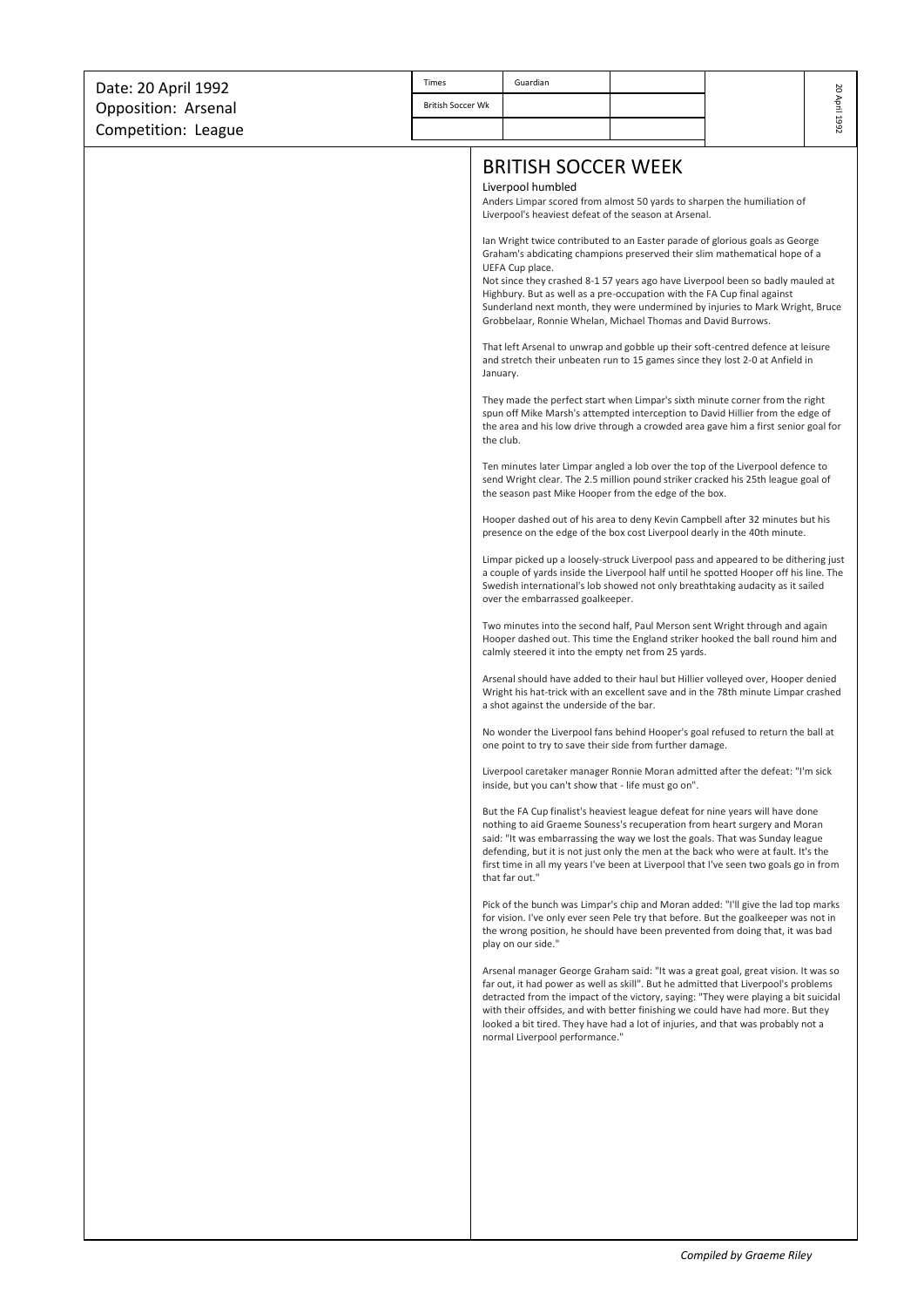Date: 20 April 1992
Opposition: Arsenal
Competition: League

| Times | Guardian | | | |
|---|---|---|---|---|
| British Soccer Wk | | | | |
| | | | | |

20 April 1992

# BRITISH SOCCER WEEK

Liverpool humbled

Anders Limpar scored from almost 50 yards to sharpen the humiliation of Liverpool's heaviest defeat of the season at Arsenal.

Ian Wright twice contributed to an Easter parade of glorious goals as George Graham's abdicating champions preserved their slim mathematical hope of a UEFA Cup place.
Not since they crashed 8-1 57 years ago have Liverpool been so badly mauled at Highbury. But as well as a pre-occupation with the FA Cup final against Sunderland next month, they were undermined by injuries to Mark Wright, Bruce Grobbelaar, Ronnie Whelan, Michael Thomas and David Burrows.

That left Arsenal to unwrap and gobble up their soft-centred defence at leisure and stretch their unbeaten run to 15 games since they lost 2-0 at Anfield in January.

They made the perfect start when Limpar's sixth minute corner from the right spun off Mike Marsh's attempted interception to David Hillier from the edge of the area and his low drive through a crowded area gave him a first senior goal for the club.

Ten minutes later Limpar angled a lob over the top of the Liverpool defence to send Wright clear. The 2.5 million pound striker cracked his 25th league goal of the season past Mike Hooper from the edge of the box.

Hooper dashed out of his area to deny Kevin Campbell after 32 minutes but his presence on the edge of the box cost Liverpool dearly in the 40th minute.

Limpar picked up a loosely-struck Liverpool pass and appeared to be dithering just a couple of yards inside the Liverpool half until he spotted Hooper off his line. The Swedish international's lob showed not only breathtaking audacity as it sailed over the embarrassed goalkeeper.

Two minutes into the second half, Paul Merson sent Wright through and again Hooper dashed out. This time the England striker hooked the ball round him and calmly steered it into the empty net from 25 yards.

Arsenal should have added to their haul but Hillier volleyed over, Hooper denied Wright his hat-trick with an excellent save and in the 78th minute Limpar crashed a shot against the underside of the bar.

No wonder the Liverpool fans behind Hooper's goal refused to return the ball at one point to try to save their side from further damage.

Liverpool caretaker manager Ronnie Moran admitted after the defeat: "I'm sick inside, but you can't show that - life must go on".

But the FA Cup finalist's heaviest league defeat for nine years will have done nothing to aid Graeme Souness's recuperation from heart surgery and Moran said: "It was embarrassing the way we lost the goals. That was Sunday league defending, but it is not just only the men at the back who were at fault. It's the first time in all my years I've been at Liverpool that I've seen two goals go in from that far out."

Pick of the bunch was Limpar's chip and Moran added: "I'll give the lad top marks for vision. I've only ever seen Pele try that before. But the goalkeeper was not in the wrong position, he should have been prevented from doing that, it was bad play on our side."

Arsenal manager George Graham said: "It was a great goal, great vision. It was so far out, it had power as well as skill". But he admitted that Liverpool's problems detracted from the impact of the victory, saying: "They were playing a bit suicidal with their offsides, and with better finishing we could have had more. But they looked a bit tired. They have had a lot of injuries, and that was probably not a normal Liverpool performance."

*Compiled by Graeme Riley*